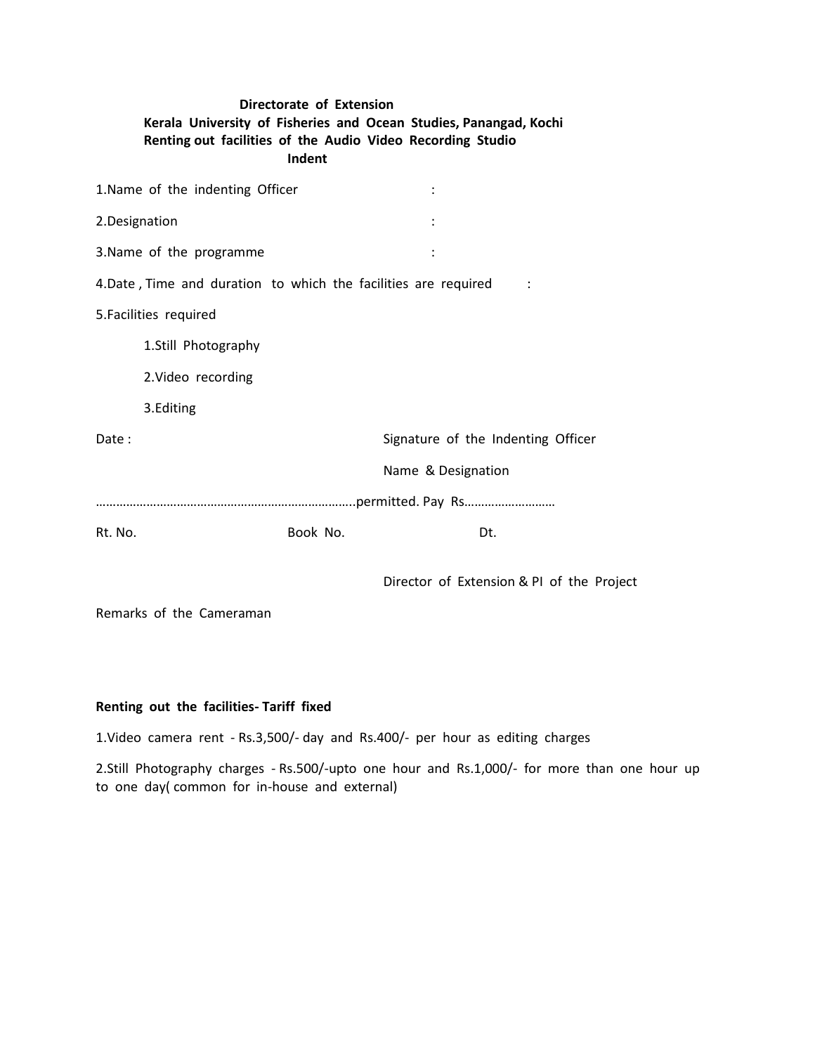**Directorate of Extension**

**Kerala University of Fisheries and Ocean Studies, Panangad, Kochi**

**Renting out facilities of the Audio Video Recording Studio**

**Indent**

1.Name of the indenting Officer :

2.Designation :

3.Name of the programme :

4.Date , Time and duration to which the facilities are required :

5.Facilities required

1.Still Photography

2.Video recording

3.Editing

Date : Signature of the Indenting Officer

Name & Designation

…………………………………………………………………..permitted. Pay Rs………………………

Rt. No. Book No. Dt.

Director of Extension & PI of the Project

Remarks of the Cameraman

**Renting out the facilities- Tariff fixed**

1.Video camera rent - Rs.3,500/- day and Rs.400/- per hour as editing charges

2.Still Photography charges - Rs.500/-upto one hour and Rs.1,000/- for more than one hour up to one day( common for in-house and external)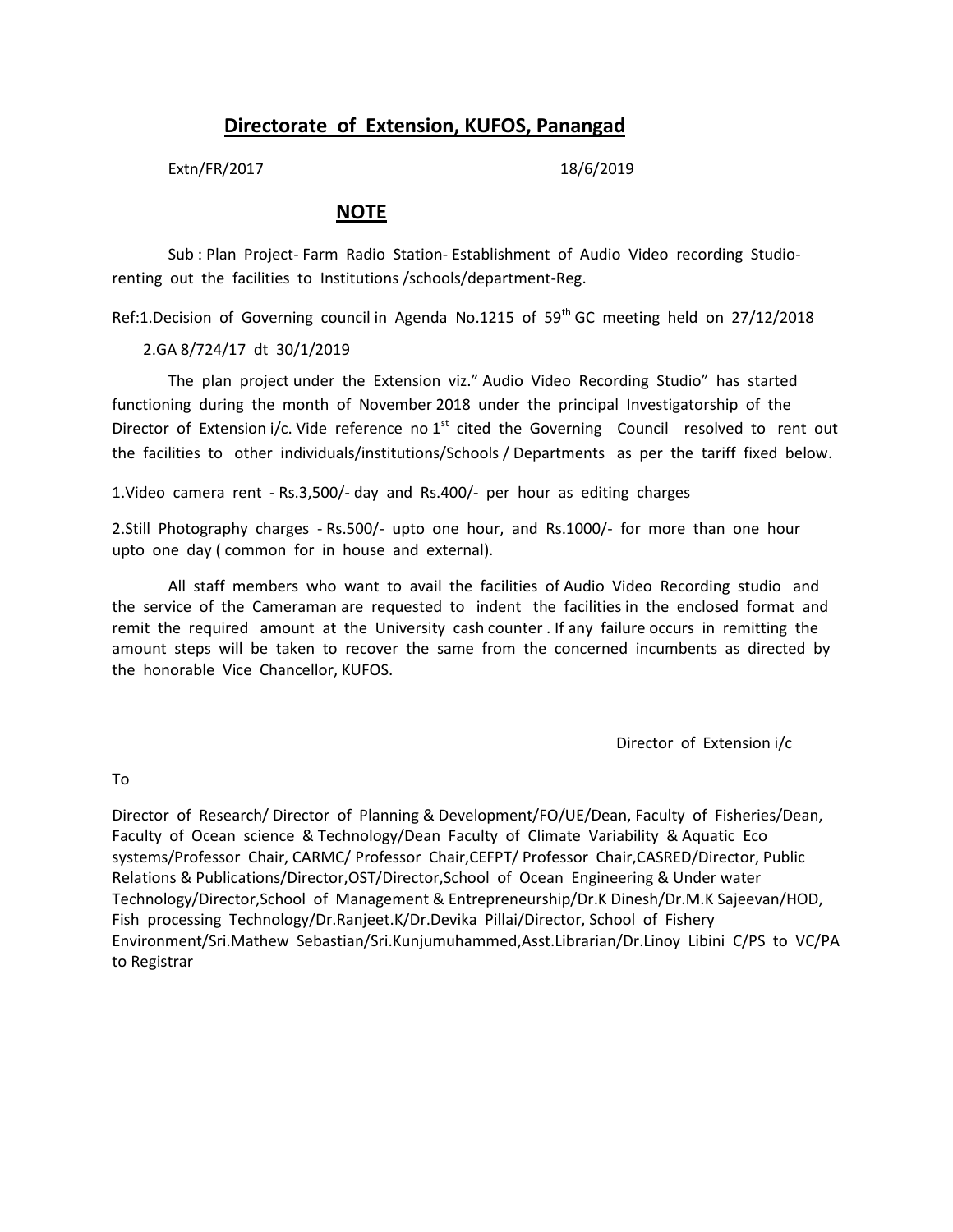## Directorate of Extension, KUFOS, Panangad

Extn/FR/2017 18/6/2019

## NOTE

Sub : Plan Project- Farm Radio Station- Establishment of Audio Video recording Studio- renting out the facilities to Institutions /schools/department-Reg.

Ref:1.Decision of Governing council in Agenda No.1215 of 59$^{th}$ GC meeting held on 27/12/2018

2.GA 8/724/17 dt 30/1/2019

The plan project under the Extension viz." Audio Video Recording Studio" has started functioning during the month of November 2018 under the principal Investigatorship of the Director of Extension i/c. Vide reference no 1$^{st}$ cited the Governing Council resolved to rent out the facilities to other individuals/institutions/Schools / Departments as per the tariff fixed below.

1.Video camera rent - Rs.3,500/- day and Rs.400/- per hour as editing charges

2.Still Photography charges - Rs.500/- upto one hour, and Rs.1000/- for more than one hour upto one day ( common for in house and external).

All staff members who want to avail the facilities of Audio Video Recording studio and the service of the Cameraman are requested to indent the facilities in the enclosed format and remit the required amount at the University cash counter . If any failure occurs in remitting the amount steps will be taken to recover the same from the concerned incumbents as directed by the honorable Vice Chancellor, KUFOS.

Director of Extension i/c

To

Director of Research/ Director of Planning & Development/FO/UE/Dean, Faculty of Fisheries/Dean, Faculty of Ocean science & Technology/Dean Faculty of Climate Variability & Aquatic Eco systems/Professor Chair, CARMC/ Professor Chair,CEFPT/ Professor Chair,CASRED/Director, Public Relations & Publications/Director,OST/Director,School of Ocean Engineering & Under water Technology/Director,School of Management & Entrepreneurship/Dr.K Dinesh/Dr.M.K Sajeevan/HOD, Fish processing Technology/Dr.Ranjeet.K/Dr.Devika Pillai/Director, School of Fishery Environment/Sri.Mathew Sebastian/Sri.Kunjumuhammed,Asst.Librarian/Dr.Linoy Libini C/PS to VC/PA to Registrar